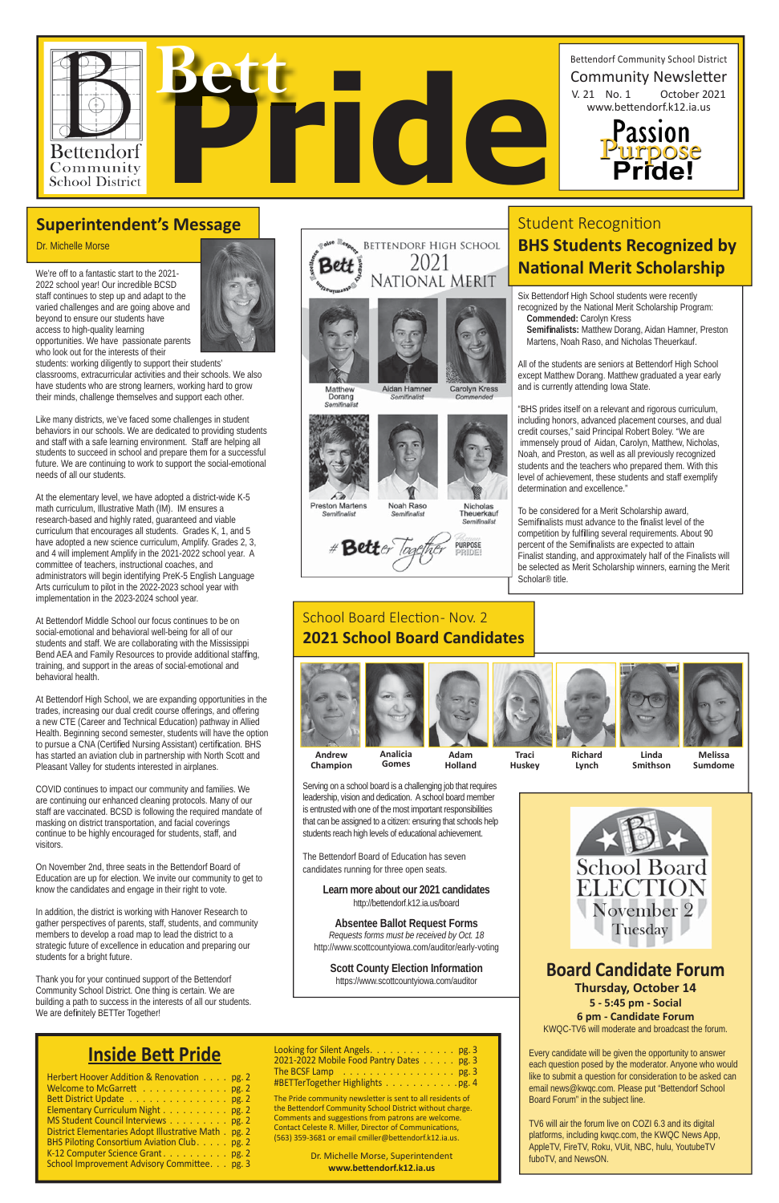# Bett Pride

Bettendorf Community School District

Bettendorf Community School District
Community Newsletter
V. 21 No. 1 October 2021
www.bettendorf.k12.ia.us

Passion Purpose Pride!

## Superintendent's Message

Dr. Michelle Morse

We're off to a fantastic start to the 2021-2022 school year! Our incredible BCSD staff continues to step up and adapt to the varied challenges and are going above and beyond to ensure our students have access to high-quality learning opportunities. We have passionate parents who look out for the interests of their students: working diligently to support their students' classrooms, extracurricular activities and their schools. We also have students who are strong learners, working hard to grow their minds, challenge themselves and support each other.

Like many districts, we've faced some challenges in student behaviors in our schools. We are dedicated to providing students and staff with a safe learning environment. Staff are helping all students to succeed in school and prepare them for a successful future. We are continuing to work to support the social-emotional needs of all our students.

At the elementary level, we have adopted a district-wide K-5 math curriculum, Illustrative Math (IM). IM ensures a research-based and highly rated, guaranteed and viable curriculum that encourages all students. Grades K, 1, and 5 have adopted a new science curriculum, Amplify. Grades 2, 3, and 4 will implement Amplify in the 2021-2022 school year. A committee of teachers, instructional coaches, and administrators will begin identifying PreK-5 English Language Arts curriculum to pilot in the 2022-2023 school year with implementation in the 2023-2024 school year.

At Bettendorf Middle School our focus continues to be on social-emotional and behavioral well-being for all of our students and staff. We are collaborating with the Mississippi Bend AEA and Family Resources to provide additional staffing, training, and support in the areas of social-emotional and behavioral health.

At Bettendorf High School, we are expanding opportunities in the trades, increasing our dual credit course offerings, and offering a new CTE (Career and Technical Education) pathway in Allied Health. Beginning second semester, students will have the option to pursue a CNA (Certified Nursing Assistant) certification. BHS has started an aviation club in partnership with North Scott and Pleasant Valley for students interested in airplanes.

COVID continues to impact our community and families. We are continuing our enhanced cleaning protocols. Many of our staff are vaccinated. BCSD is following the required mandate of masking on district transportation, and facial coverings continue to be highly encouraged for students, staff, and visitors.

On November 2nd, three seats in the Bettendorf Board of Education are up for election. We invite our community to get to know the candidates and engage in their right to vote.

In addition, the district is working with Hanover Research to gather perspectives of parents, staff, students, and community members to develop a road map to lead the district to a strategic future of excellence in education and preparing our students for a bright future.

Thank you for your continued support of the Bettendorf Community School District. One thing is certain. We are building a path to success in the interests of all our students. We are definitely BETTer Together!

BETTENDORF HIGH SCHOOL
2021
NATIONAL MERIT

Matthew Dorang, Semifinalist
Aidan Hamner, Semifinalist
Carolyn Kress, Commended
Preston Martens, Semifinalist
Noah Raso, Semifinalist
Nicholas Theuerkauf, Semifinalist

#BetterTogether

## Student Recognition

### BHS Students Recognized by National Merit Scholarship

Six Bettendorf High School students were recently recognized by the National Merit Scholarship Program:

**Commended:** Carolyn Kress
**Semifinalists:** Matthew Dorang, Aidan Hamner, Preston Martens, Noah Raso, and Nicholas Theuerkauf.

All of the students are seniors at Bettendorf High School except Matthew Dorang. Matthew graduated a year early and is currently attending Iowa State.

"BHS prides itself on a relevant and rigorous curriculum, including honors, advanced placement courses, and dual credit courses," said Principal Robert Boley. "We are immensely proud of Aidan, Carolyn, Matthew, Nicholas, Noah, and Preston, as well as all previously recognized students and the teachers who prepared them. With this level of achievement, these students and staff exemplify determination and excellence."

To be considered for a Merit Scholarship award, Semifinalists must advance to the finalist level of the competition by fulfilling several requirements. About 90 percent of the Semifinalists are expected to attain Finalist standing, and approximately half of the Finalists will be selected as Merit Scholarship winners, earning the Merit Scholar® title.

## School Board Election- Nov. 2

### 2021 School Board Candidates

Andrew Champion | Analicia Gomes | Adam Holland | Traci Huskey | Richard Lynch | Linda Smithson | Melissa Sumdome

Serving on a school board is a challenging job that requires leadership, vision and dedication. A school board member is entrusted with one of the most important responsibilities that can be assigned to a citizen: ensuring that schools help students reach high levels of educational achievement.

The Bettendorf Board of Education has seven candidates running for three open seats.

**Learn more about our 2021 candidates**
http://bettendorf.k12.ia.us/board

**Absentee Ballot Request Forms**
*Requests forms must be received by Oct. 18*
http://www.scottcountyiowa.com/auditor/early-voting

**Scott County Election Information**
https://www.scottcountyiowa.com/auditor

School Board ELECTION November 2 Tuesday

### Board Candidate Forum

**Thursday, October 14**
**5 - 5:45 pm - Social**
**6 pm - Candidate Forum**

KWQC-TV6 will moderate and broadcast the forum.

Every candidate will be given the opportunity to answer each question posed by the moderator. Anyone who would like to submit a question for consideration to be asked can email news@kwqc.com. Please put "Bettendorf School Board Forum" in the subject line.

TV6 will air the forum live on COZI 6.3 and its digital platforms, including kwqc.com, the KWQC News App, AppleTV, FireTV, Roku, VUit, NBC, hulu, YoutubeTV fuboTV, and NewsON.

## Inside Bett Pride

- Herbert Hoover Addition & Renovation . . . . pg. 2
- Welcome to McGarrett . . . . pg. 2
- Bett District Update . . . . pg. 2
- Elementary Curriculum Night . . . . pg. 2
- MS Student Council Interviews . . . . pg. 2
- District Elementaries Adopt Illustrative Math . pg. 2
- BHS Piloting Consortium Aviation Club . . . . pg. 2
- K-12 Computer Science Grant . . . . pg. 2
- School Improvement Advisory Committee . . . pg. 3
- Looking for Silent Angels . . . . pg. 3
- 2021-2022 Mobile Food Pantry Dates . . . . pg. 3
- The BCSF Lamp . . . . pg. 3
- #BETTerTogether Highlights . . . . pg. 4

The Pride community newsletter is sent to all residents of the Bettendorf Community School District without charge. Comments and suggestions from patrons are welcome. Contact Celeste R. Miller, Director of Communications, (563) 359-3681 or email cmiller@bettendorf.k12.ia.us.

Dr. Michelle Morse, Superintendent
**www.bettendorf.k12.ia.us**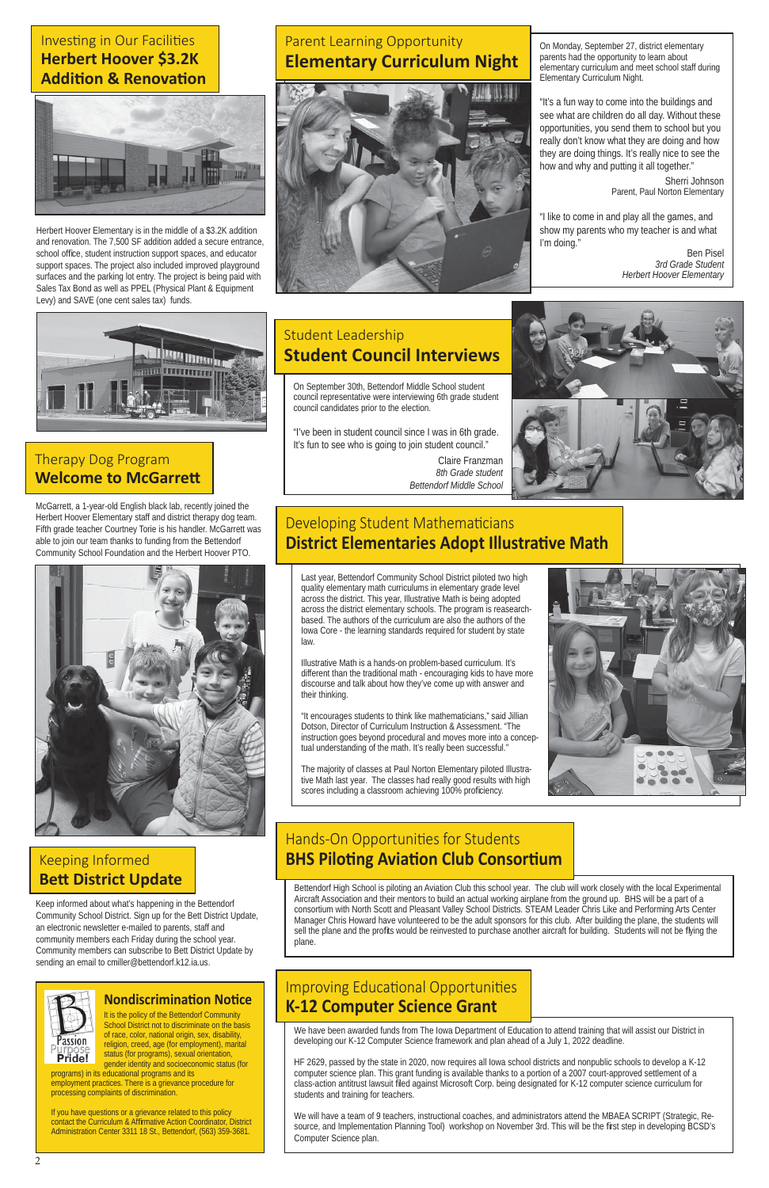## Investing in Our Facilities
## Herbert Hoover $3.2K Addition & Renovation

Herbert Hoover Elementary is in the middle of a $3.2K addition and renovation. The 7,500 SF addition added a secure entrance, school office, student instruction support spaces, and educator support spaces. The project also included improved playground surfaces and the parking lot entry. The project is being paid with Sales Tax Bond as well as PPEL (Physical Plant & Equipment Levy) and SAVE (one cent sales tax) funds.

## Therapy Dog Program
## Welcome to McGarrett

McGarrett, a 1-year-old English black lab, recently joined the Herbert Hoover Elementary staff and district therapy dog team. Fifth grade teacher Courtney Torie is his handler. McGarrett was able to join our team thanks to funding from the Bettendorf Community School Foundation and the Herbert Hoover PTO.

## Keeping Informed
## Bett District Update

Keep informed about what's happening in the Bettendorf Community School District. Sign up for the Bett District Update, an electronic newsletter e-mailed to parents, staff and community members each Friday during the school year. Community members can subscribe to Bett District Update by sending an email to cmiller@bettendorf.k12.ia.us.

### Nondiscrimination Notice

Passion Purpose Pride!

It is the policy of the Bettendorf Community School District not to discriminate on the basis of race, color, national origin, sex, disability, religion, creed, age (for employment), marital status (for programs), sexual orientation, gender identity and socioeconomic status (for programs) in its educational programs and its employment practices. There is a grievance procedure for processing complaints of discrimination.

If you have questions or a grievance related to this policy contact the Curriculum & Affirmative Action Coordinator, District Administration Center 3311 18 St., Bettendorf, (563) 359-3681.

## Parent Learning Opportunity
## Elementary Curriculum Night

On Monday, September 27, district elementary parents had the opportunity to learn about elementary curriculum and meet school staff during Elementary Curriculum Night.

"It's a fun way to come into the buildings and see what are children do all day. Without these opportunities, you send them to school but you really don't know what they are doing and how they are doing things. It's really nice to see the how and why and putting it all together."

Sherri Johnson
Parent, Paul Norton Elementary

"I like to come in and play all the games, and show my parents who my teacher is and what I'm doing."

Ben Pisel
*3rd Grade Student*
*Herbert Hoover Elementary*

## Student Leadership
## Student Council Interviews

On September 30th, Bettendorf Middle School student council representative were interviewing 6th grade student council candidates prior to the election.

"I've been in student council since I was in 6th grade. It's fun to see who is going to join student council."

Claire Franzman
*8th Grade student*
*Bettendorf Middle School*

## Developing Student Mathematicians
## District Elementaries Adopt Illustrative Math

Last year, Bettendorf Community School District piloted two high quality elementary math curriculums in elementary grade level across the district. This year, Illustrative Math is being adopted across the district elementary schools. The program is research-based. The authors of the curriculum are also the authors of the Iowa Core - the learning standards required for student by state law.

Illustrative Math is a hands-on problem-based curriculum. It's different than the traditional math - encouraging kids to have more discourse and talk about how they've come up with answer and their thinking.

"It encourages students to think like mathematicians," said Jillian Dotson, Director of Curriculum Instruction & Assessment. "The instruction goes beyond procedural and moves more into a conceptual understanding of the math. It's really been successful."

The majority of classes at Paul Norton Elementary piloted Illustrative Math last year. The classes had really good results with high scores including a classroom achieving 100% proficiency.

## Hands-On Opportunities for Students
## BHS Piloting Aviation Club Consortium

Bettendorf High School is piloting an Aviation Club this school year. The club will work closely with the local Experimental Aircraft Association and their mentors to build an actual working airplane from the ground up. BHS will be a part of a consortium with North Scott and Pleasant Valley School Districts. STEAM Leader Chris Like and Performing Arts Center Manager Chris Howard have volunteered to be the adult sponsors for this club. After building the plane, the students will sell the plane and the profits would be reinvested to purchase another aircraft for building. Students will not be flying the plane.

## Improving Educational Opportunities
## K-12 Computer Science Grant

We have been awarded funds from The Iowa Department of Education to attend training that will assist our District in developing our K-12 Computer Science framework and plan ahead of a July 1, 2022 deadline.

HF 2629, passed by the state in 2020, now requires all Iowa school districts and nonpublic schools to develop a K-12 computer science plan. This grant funding is available thanks to a portion of a 2007 court-approved settlement of a class-action antitrust lawsuit filed against Microsoft Corp. being designated for K-12 computer science curriculum for students and training for teachers.

We will have a team of 9 teachers, instructional coaches, and administrators attend the MBAEA SCRIPT (Strategic, Resource, and Implementation Planning Tool) workshop on November 3rd. This will be the first step in developing BCSD's Computer Science plan.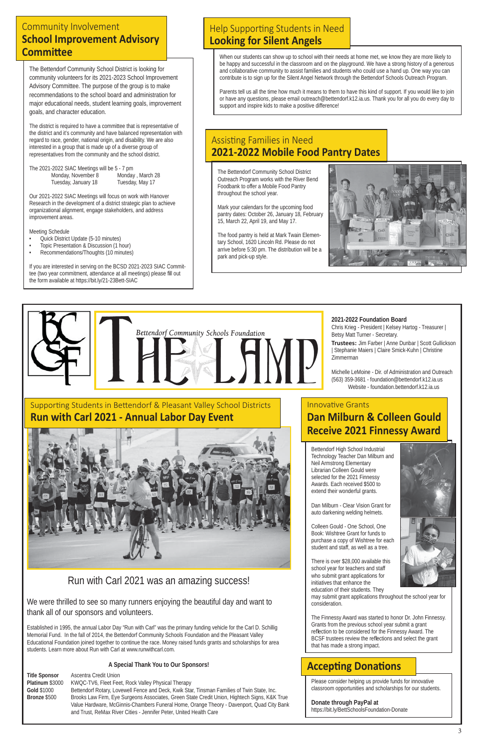## Community Involvement
# School Improvement Advisory Committee

The Bettendorf Community School District is looking for community volunteers for its 2021-2023 School Improvement Advisory Committee. The purpose of the group is to make recommendations to the school board and administration for major educational needs, student learning goals, improvement goals, and character education.

The district is required to have a committee that is representative of the district and it's community and have balanced representation with regard to race, gender, national origin, and disability. We are also interested in a group that is made up of a diverse group of representatives from the community and the school district.

The 2021-2022 SIAC Meetings will be 5 - 7 pm

| | |
|---|---|
| Monday, November 8 | Monday , March 28 |
| Tuesday, January 18 | Tuesday, May 17 |

Our 2021-2022 SIAC Meetings will focus on work with Hanover Research in the development of a district strategic plan to achieve organizational alignment, engage stakeholders, and address improvement areas.

Meeting Schedule

- Quick District Update (5-10 minutes)
- Topic Presentation & Discussion (1 hour)
- Recommendations/Thoughts (10 minutes)

If you are interested in serving on the BCSD 2021-2023 SIAC Committee (two year commitment, attendance at all meetings) please fill out the form available at https://bit.ly/21-23Bett-SIAC

## Help Supporting Students in Need
# Looking for Silent Angels

When our students can show up to school with their needs at home met, we know they are more likely to be happy and successful in the classroom and on the playground. We have a strong history of a generous and collaborative community to assist families and students who could use a hand up. One way you can contribute is to sign up for the Silent Angel Network through the Bettendorf Schools Outreach Program.

Parents tell us all the time how much it means to them to have this kind of support. If you would like to join or have any questions, please email outreach@bettendorf.k12.ia.us. Thank you for all you do every day to support and inspire kids to make a positive difference!

## Assisting Families in Need
# 2021-2022 Mobile Food Pantry Dates

The Bettendorf Community School District Outreach Program works with the River Bend Foodbank to offer a Mobile Food Pantry throughout the school year.

Mark your calendars for the upcoming food pantry dates: October 26, January 18, February 15, March 22, April 19, and May 17.

The food pantry is held at Mark Twain Elementary School, 1620 Lincoln Rd. Please do not arrive before 5:30 pm. The distribution will be a park and pick-up style.

---

Bettendorf Community Schools Foundation

# THE LAMP

**2021-2022 Foundation Board**
Chris Krieg - President | Kelsey Hartog - Treasurer | Betsy Matt Turner - Secretary.
**Trustees:** Jim Farber | Anne Dunbar | Scott Gullickson | Stephanie Maiers | Claire Smick-Kuhn | Christine Zimmerman

Michelle LeMoine - Dir. of Administration and Outreach
(563) 359-3681 - foundation@bettendorf.k12.ia.us
Website - foundation.bettendorf.k12.ia.us

## Supporting Students in Bettendorf & Pleasant Valley School Districts
# Run with Carl 2021 - Annual Labor Day Event

### Run with Carl 2021 was an amazing success!

We were thrilled to see so many runners enjoying the beautiful day and want to thank all of our sponsors and volunteers.

Established in 1995, the annual Labor Day "Run with Carl" was the primary funding vehicle for the Carl D. Schillig Memorial Fund. In the fall of 2014, the Bettendorf Community Schools Foundation and the Pleasant Valley Educational Foundation joined together to continue the race. Money raised funds grants and scholarships for area students. Learn more about Run with Carl at www.runwithcarl.com.

**A Special Thank You to Our Sponsors!**

| | |
|---|---|
| **Title Sponsor** | Ascentra Credit Union |
| **Platinum** $3000 | KWQC-TV6, Fleet Feet, Rock Valley Physical Therapy |
| **Gold** $1000 | Bettendorf Rotary, Lovewell Fence and Deck, Kwik Star, Tinsman Families of Twin State, Inc. |
| **Bronze** $500 | Brooks Law Firm, Eye Surgeons Associates, Green State Credit Union, Hightech Signs, K&K True Value Hardware, McGinnis-Chambers Funeral Home, Orange Theory - Davenport, Quad City Bank and Trust, ReMax River Cities - Jennifer Peter, United Health Care |

## Innovative Grants
# Dan Milburn & Colleen Gould Receive 2021 Finnessy Award

Bettendorf High School Industrial Technology Teacher Dan Milburn and Neil Armstrong Elementary Librarian Colleen Gould were selected for the 2021 Finnessy Awards. Each received $500 to extend their wonderful grants.

Dan Milburn - Clear Vision Grant for auto darkening welding helmets.

Colleen Gould - One School, One Book: Wishtree Grant for funds to purchase a copy of Wishtree for each student and staff, as well as a tree.

There is over $28,000 available this school year for teachers and staff who submit grant applications for initiatives that enhance the education of their students. They may submit grant applications throughout the school year for consideration.

The Finnessy Award was started to honor Dr. John Finnessy. Grants from the previous school year submit a grant reflection to be considered for the Finnessy Award. The BCSF trustees review the reflections and select the grant that has made a strong impact.

# Accepting Donations

Please consider helping us provide funds for innovative classroom opportunities and scholarships for our students.

**Donate through PayPal at**
https://bit.ly/BettSchoolsFoundation-Donate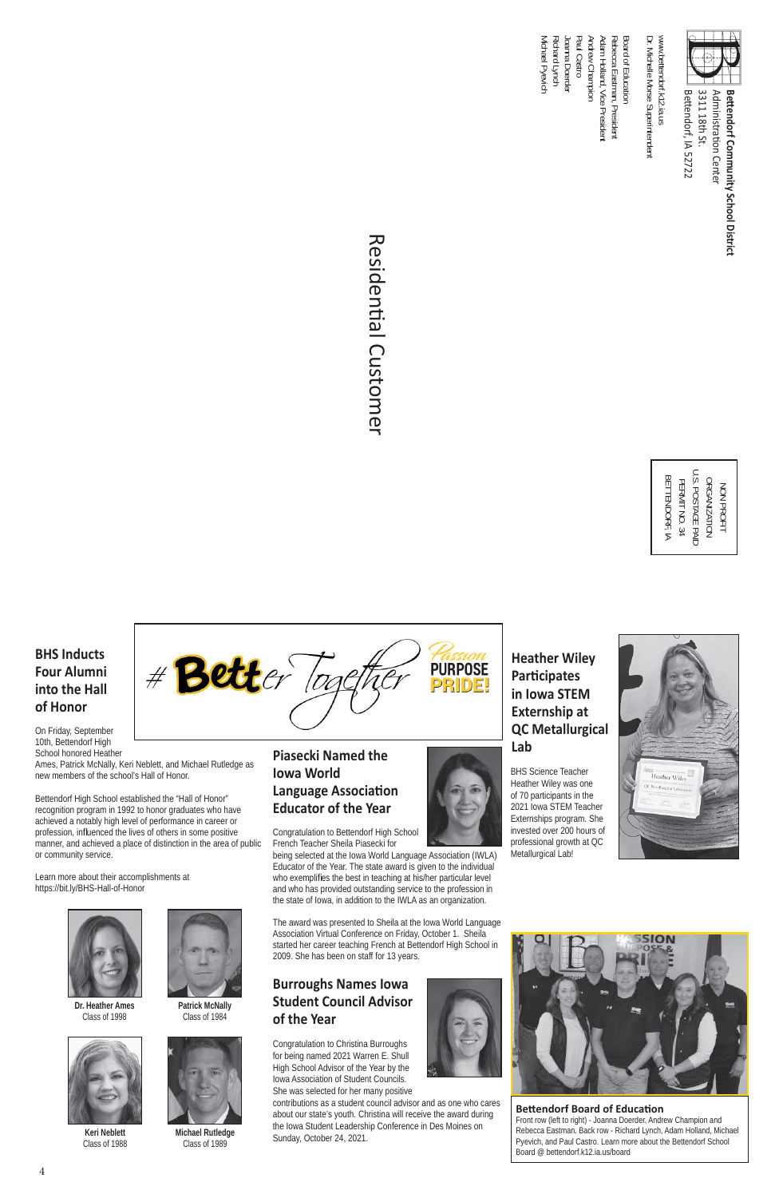**Bettendorf Community School District**
Administration Center
3311 18th St.
Bettendorf, IA 52722

www.bettendorf.k12.ia.us
Dr. Michelle Morse Superintendent

Board of Education
Rebecca Eastman, President
Adam Holland, Vice President
Andrew Champion
Paul Castro
Joanna Doerder
Richard Lynch
Michael Pyevich

NON PROFIT
ORGANIZATION
U.S. POSTAGE PAID
PERMIT NO. 34
BETTENDORF, IA

Residential Customer

#BetterTogether — Passion PURPOSE PRIDE!

## BHS Inducts Four Alumni into the Hall of Honor

On Friday, September 10th, Bettendorf High School honored Heather Ames, Patrick McNally, Keri Neblett, and Michael Rutledge as new members of the school's Hall of Honor.

Bettendorf High School established the "Hall of Honor" recognition program in 1992 to honor graduates who have achieved a notably high level of performance in career or profession, influenced the lives of others in some positive manner, and achieved a place of distinction in the area of public or community service.

Learn more about their accomplishments at https://bit.ly/BHS-Hall-of-Honor

**Dr. Heather Ames**
Class of 1998

**Patrick McNally**
Class of 1984

**Keri Neblett**
Class of 1988

**Michael Rutledge**
Class of 1989

## Piasecki Named the Iowa World Language Association Educator of the Year

Congratulation to Bettendorf High School French Teacher Sheila Piasecki for being selected at the Iowa World Language Association (IWLA) Educator of the Year. The state award is given to the individual who exemplifies the best in teaching at his/her particular level and who has provided outstanding service to the profession in the state of Iowa, in addition to the IWLA as an organization.

The award was presented to Sheila at the Iowa World Language Association Virtual Conference on Friday, October 1. Sheila started her career teaching French at Bettendorf High School in 2009. She has been on staff for 13 years.

## Burroughs Names Iowa Student Council Advisor of the Year

Congratulation to Christina Burroughs for being named 2021 Warren E. Shull High School Advisor of the Year by the Iowa Association of Student Councils. She was selected for her many positive contributions as a student council advisor and as one who cares about our state's youth. Christina will receive the award during the Iowa Student Leadership Conference in Des Moines on Sunday, October 24, 2021.

## Heather Wiley Participates in Iowa STEM Externship at QC Metallurgical Lab

BHS Science Teacher Heather Wiley was one of 70 participants in the 2021 Iowa STEM Teacher Externships program. She invested over 200 hours of professional growth at QC Metallurgical Lab!

**Bettendorf Board of Education**
Front row (left to right) - Joanna Doerder, Andrew Champion and Rebecca Eastman. Back row - Richard Lynch, Adam Holland, Michael Pyevich, and Paul Castro. Learn more about the Bettendorf School Board @ bettendorf.k12.ia.us/board